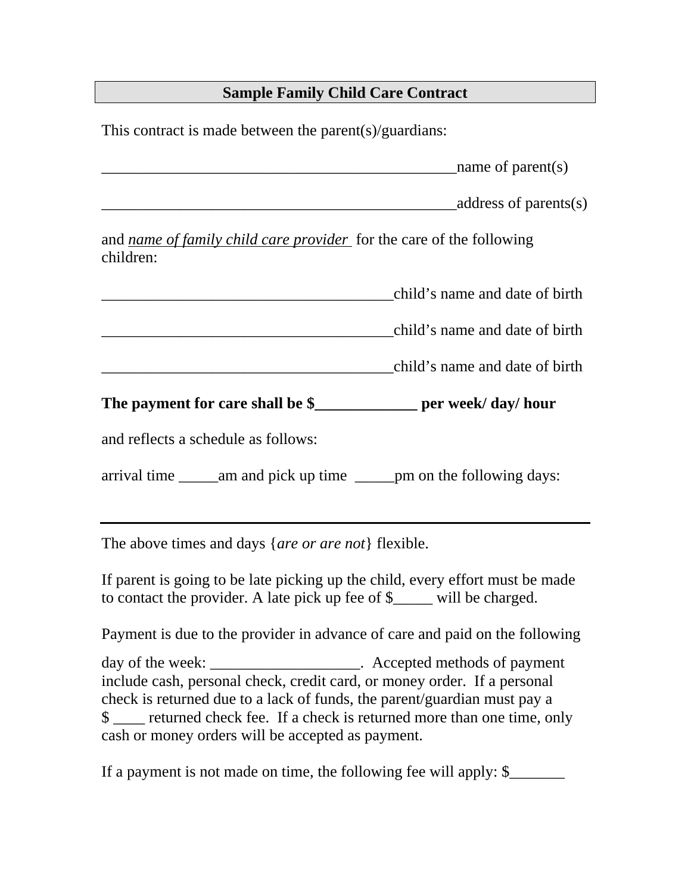# Sample Family Child Care Contract

This contract is made between the parent(s)/guardians:

_______________________________________________name of parent(s)

_______________________________________________address of parents(s)

and *name of family child care provider* for the care of the following children:

_______________________________________child's name and date of birth

_______________________________________child's name and date of birth

_______________________________________child's name and date of birth

**The payment for care shall be $_____________ per week/ day/ hour**

and reflects a schedule as follows:

arrival time _____am and pick up time _____pm on the following days:

_______________________________________________________________

The above times and days {*are or are not*} flexible.

If parent is going to be late picking up the child, every effort must be made to contact the provider. A late pick up fee of $_____ will be charged.

Payment is due to the provider in advance of care and paid on the following day of the week: ___________________. Accepted methods of payment include cash, personal check, credit card, or money order. If a personal check is returned due to a lack of funds, the parent/guardian must pay a $ ____ returned check fee. If a check is returned more than one time, only cash or money orders will be accepted as payment.

If a payment is not made on time, the following fee will apply: $_______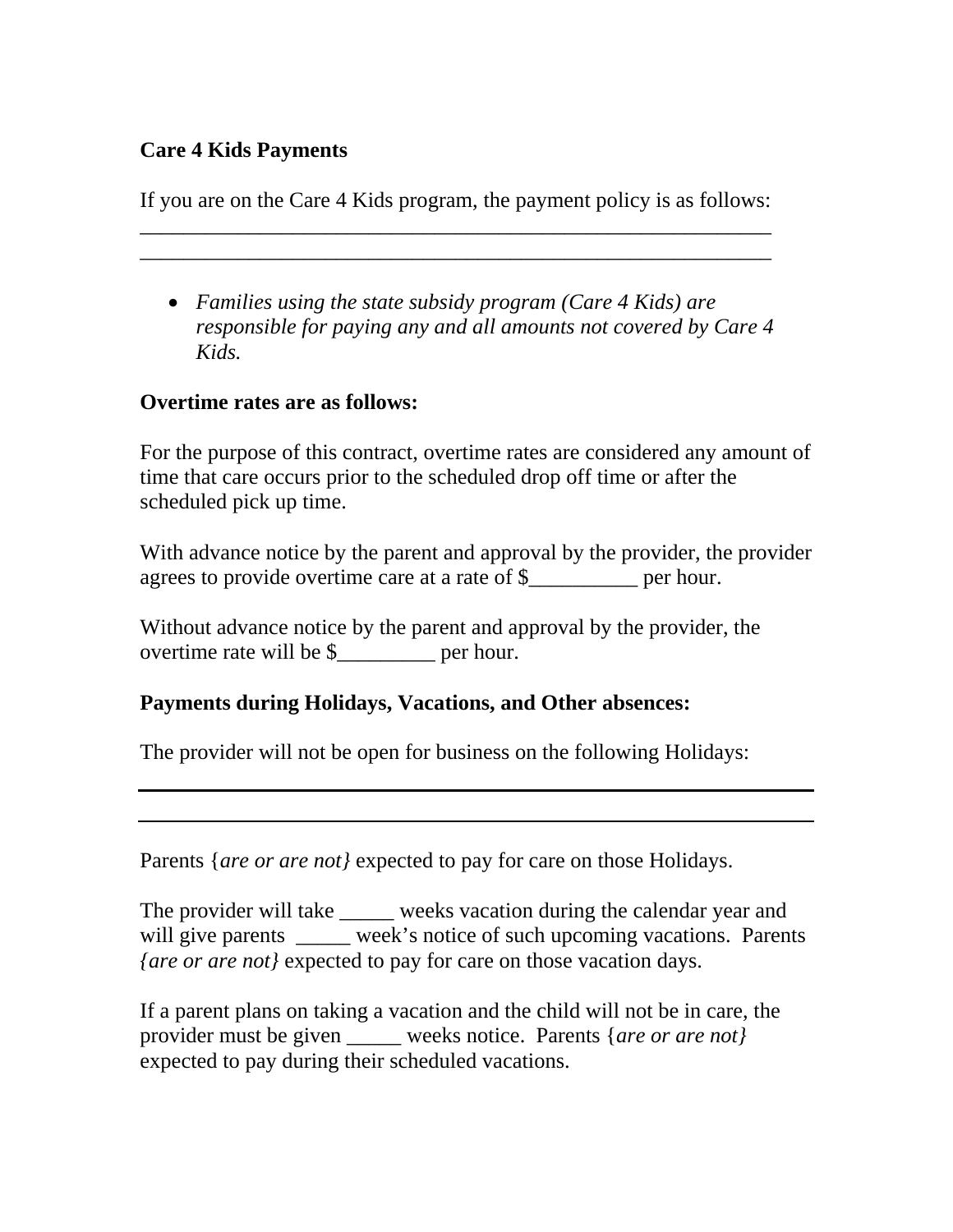**Care 4 Kids Payments**

If you are on the Care 4 Kids program, the payment policy is as follows:
____________________________________________________________
____________________________________________________________

- *Families using the state subsidy program (Care 4 Kids) are responsible for paying any and all amounts not covered by Care 4 Kids.*

**Overtime rates are as follows:**

For the purpose of this contract, overtime rates are considered any amount of time that care occurs prior to the scheduled drop off time or after the scheduled pick up time.

With advance notice by the parent and approval by the provider, the provider agrees to provide overtime care at a rate of $__________ per hour.

Without advance notice by the parent and approval by the provider, the overtime rate will be $_________ per hour.

**Payments during Holidays, Vacations, and Other absences:**

The provider will not be open for business on the following Holidays:

____________________________________________________________

____________________________________________________________

Parents {*are or are not}* expected to pay for care on those Holidays.

The provider will take _____ weeks vacation during the calendar year and will give parents _____ week's notice of such upcoming vacations. Parents *{are or are not}* expected to pay for care on those vacation days.

If a parent plans on taking a vacation and the child will not be in care, the provider must be given _____ weeks notice. Parents {*are or are not}* expected to pay during their scheduled vacations.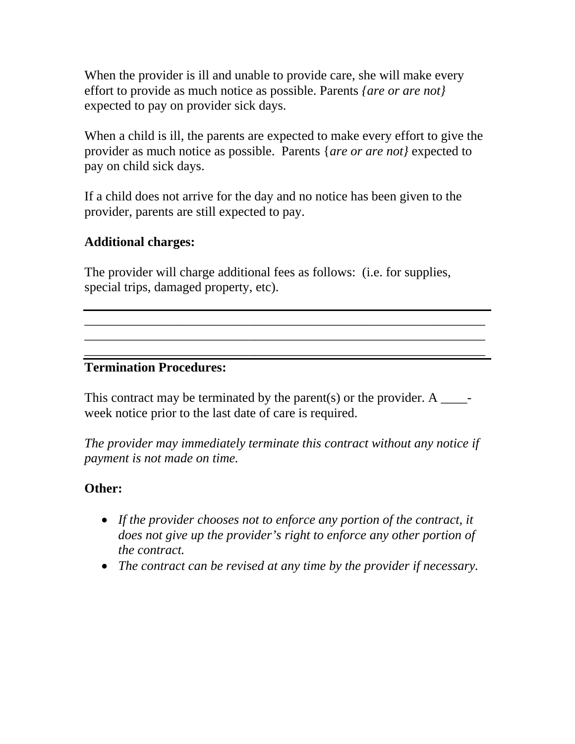When the provider is ill and unable to provide care, she will make every effort to provide as much notice as possible. Parents *{are or are not}* expected to pay on provider sick days.

When a child is ill, the parents are expected to make every effort to give the provider as much notice as possible. Parents {*are or are not}* expected to pay on child sick days.

If a child does not arrive for the day and no notice has been given to the provider, parents are still expected to pay.

**Additional charges:**

The provider will charge additional fees as follows: (i.e. for supplies, special trips, damaged property, etc).

_________________________________________________________________
_________________________________________________________________
_________________________________________________________________
_________________________________________________________________

**Termination Procedures:**

This contract may be terminated by the parent(s) or the provider. A ____-week notice prior to the last date of care is required.

*The provider may immediately terminate this contract without any notice if payment is not made on time.*

**Other:**

- *If the provider chooses not to enforce any portion of the contract, it does not give up the provider's right to enforce any other portion of the contract.*
- *The contract can be revised at any time by the provider if necessary.*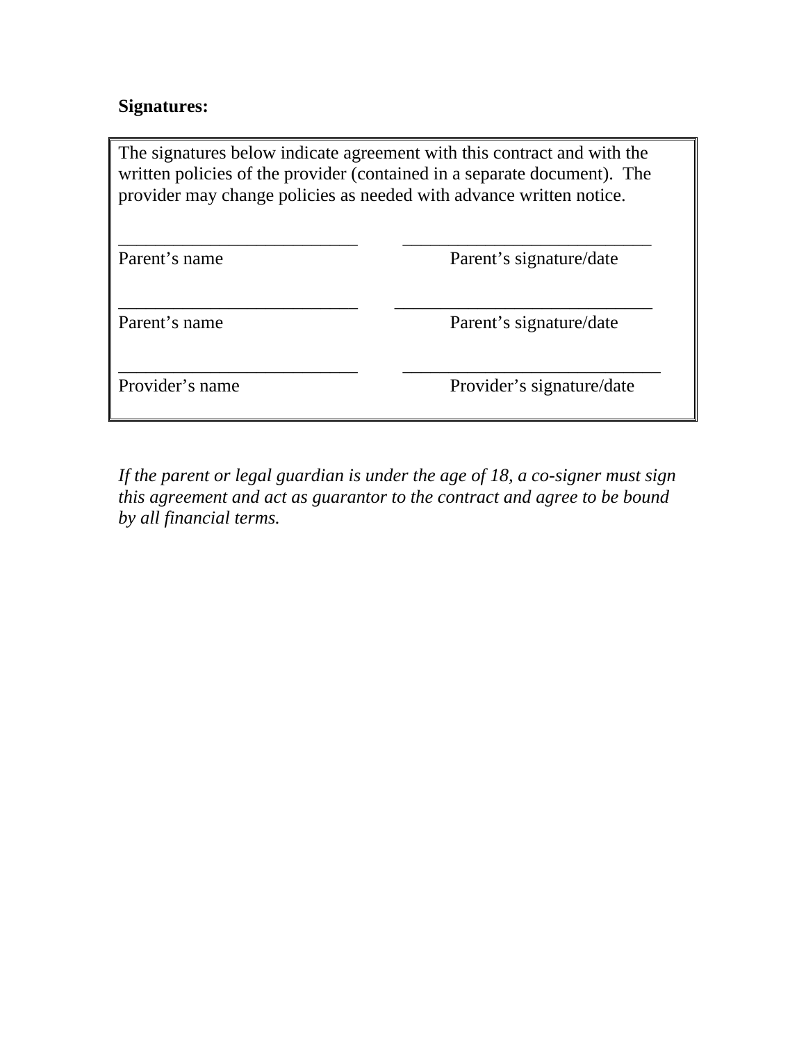**Signatures:**

The signatures below indicate agreement with this contract and with the written policies of the provider (contained in a separate document). The provider may change policies as needed with advance written notice.

| | |
|---|---|
| ___________________________ | ____________________________ |
| Parent's name | Parent's signature/date |
| ___________________________ | ____________________________ |
| Parent's name | Parent's signature/date |
| ___________________________ | ____________________________ |
| Provider's name | Provider's signature/date |

*If the parent or legal guardian is under the age of 18, a co-signer must sign this agreement and act as guarantor to the contract and agree to be bound by all financial terms.*